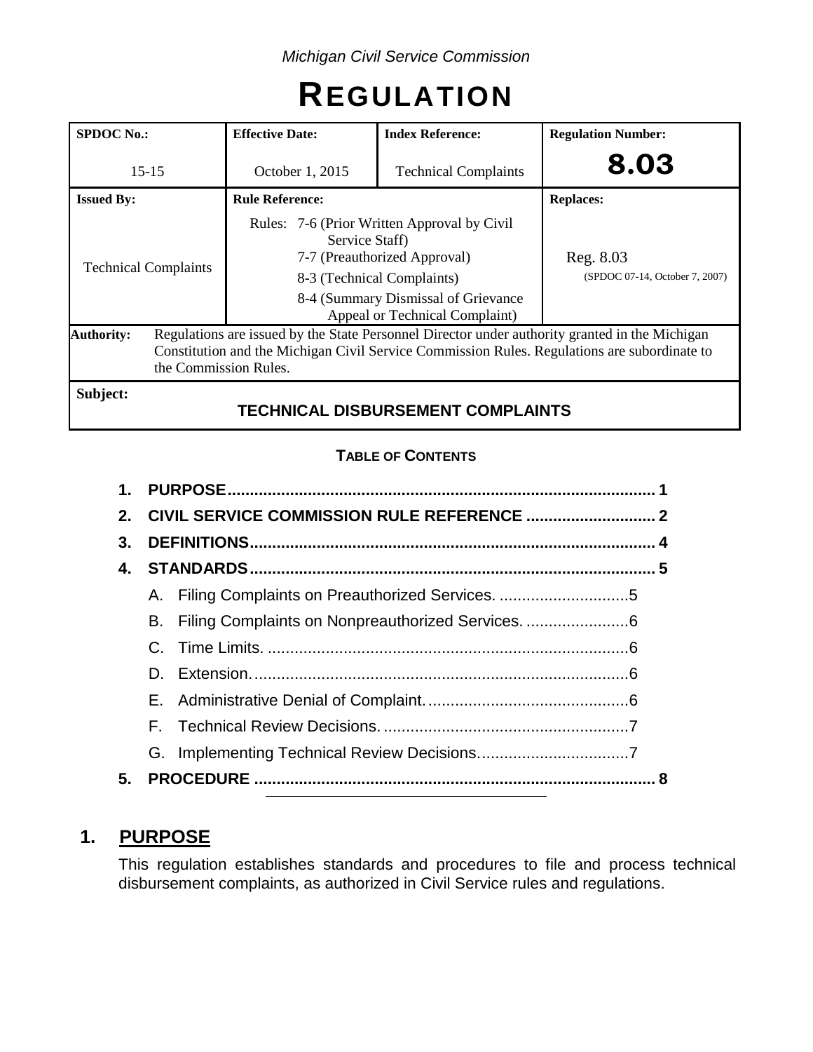*Michigan Civil Service Commission*

# REGULATION

| SPDOC No.: | Effective Date: | Index Reference: | Regulation Number: |
|---|---|---|---|
| 15-15 | October 1, 2015 | Technical Complaints | **8.03** |
| **Issued By:** | **Rule Reference:** | | **Replaces:** |
| Technical Complaints | Rules: 7-6 (Prior Written Approval by Civil Service Staff)<br>7-7 (Preauthorized Approval)<br>8-3 (Technical Complaints)<br>8-4 (Summary Dismissal of Grievance Appeal or Technical Complaint) | | Reg. 8.03<br>(SPDOC 07-14, October 7, 2007) |
| **Authority:** | Regulations are issued by the State Personnel Director under authority granted in the Michigan Constitution and the Michigan Civil Service Commission Rules. Regulations are subordinate to the Commission Rules. | | |
| **Subject:** | **TECHNICAL DISBURSEMENT COMPLAINTS** | | |

**TABLE OF CONTENTS**

1. **PURPOSE** ........ 1
2. **CIVIL SERVICE COMMISSION RULE REFERENCE** ........ 2
3. **DEFINITIONS** ........ 4
4. **STANDARDS** ........ 5
   - A. Filing Complaints on Preauthorized Services. ........ 5
   - B. Filing Complaints on Nonpreauthorized Services. ........ 6
   - C. Time Limits. ........ 6
   - D. Extension. ........ 6
   - E. Administrative Denial of Complaint. ........ 6
   - F. Technical Review Decisions. ........ 7
   - G. Implementing Technical Review Decisions. ........ 7
5. **PROCEDURE** ........ 8

## 1. PURPOSE

This regulation establishes standards and procedures to file and process technical disbursement complaints, as authorized in Civil Service rules and regulations.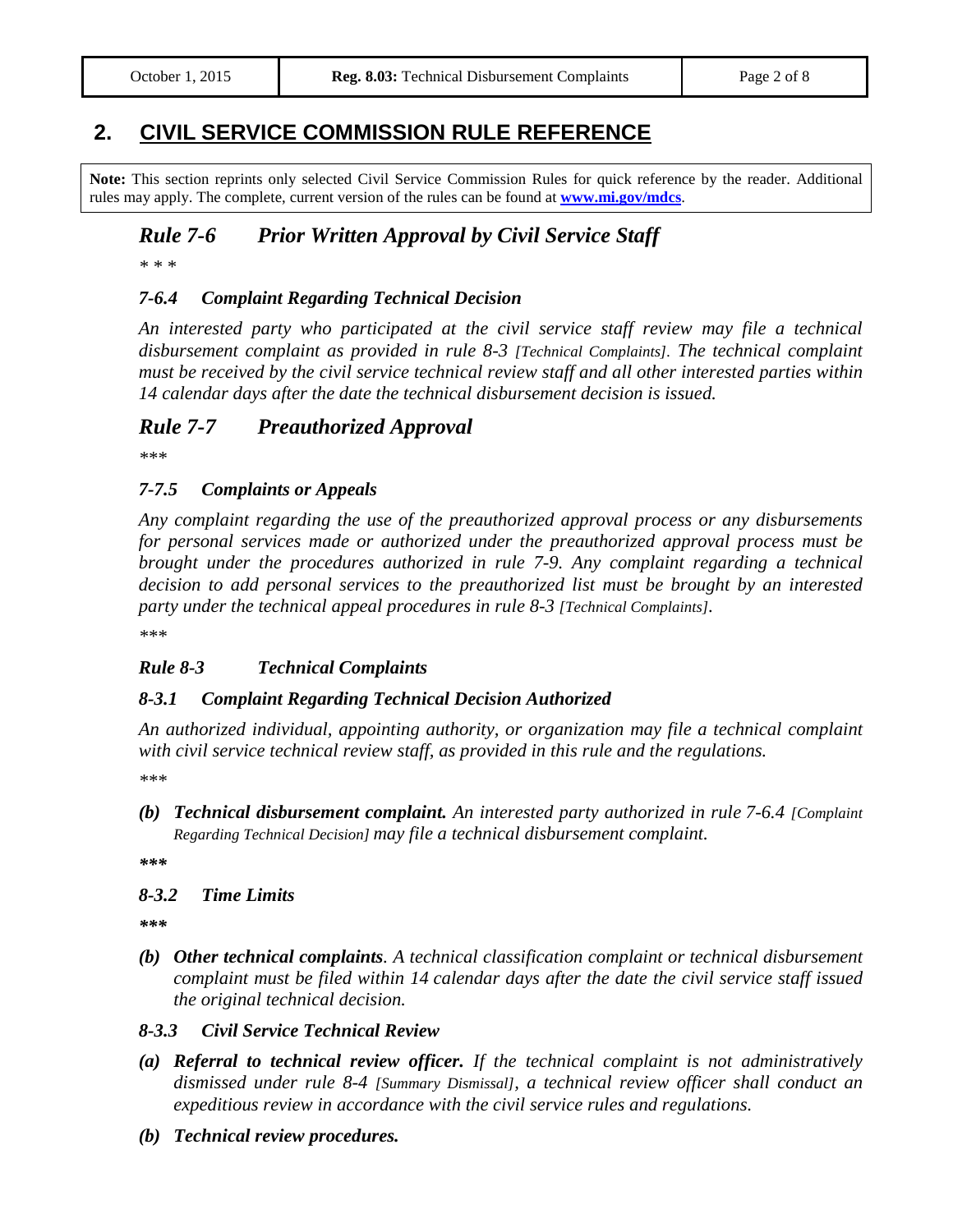## 2. CIVIL SERVICE COMMISSION RULE REFERENCE

**Note:** This section reprints only selected Civil Service Commission Rules for quick reference by the reader. Additional rules may apply. The complete, current version of the rules can be found at **www.mi.gov/mdcs**.

### *Rule 7-6 Prior Written Approval by Civil Service Staff*

*\* \* \**

#### *7-6.4 Complaint Regarding Technical Decision*

*An interested party who participated at the civil service staff review may file a technical disbursement complaint as provided in rule 8-3 [Technical Complaints]. The technical complaint must be received by the civil service technical review staff and all other interested parties within 14 calendar days after the date the technical disbursement decision is issued.*

### *Rule 7-7 Preauthorized Approval*

*\*\*\**

#### *7-7.5 Complaints or Appeals*

*Any complaint regarding the use of the preauthorized approval process or any disbursements for personal services made or authorized under the preauthorized approval process must be brought under the procedures authorized in rule 7-9. Any complaint regarding a technical decision to add personal services to the preauthorized list must be brought by an interested party under the technical appeal procedures in rule 8-3 [Technical Complaints].*

*\*\*\**

#### *Rule 8-3 Technical Complaints*

#### *8-3.1 Complaint Regarding Technical Decision Authorized*

*An authorized individual, appointing authority, or organization may file a technical complaint with civil service technical review staff, as provided in this rule and the regulations.*

*\*\*\**

*(b)* ***Technical disbursement complaint.*** *An interested party authorized in rule 7-6.4 [Complaint Regarding Technical Decision] may file a technical disbursement complaint.*

***\*\*\****

#### *8-3.2 Time Limits*

***\*\*\****

*(b)* ***Other technical complaints****. A technical classification complaint or technical disbursement complaint must be filed within 14 calendar days after the date the civil service staff issued the original technical decision.*

#### *8-3.3 Civil Service Technical Review*

*(a)* ***Referral to technical review officer.*** *If the technical complaint is not administratively dismissed under rule 8-4 [Summary Dismissal], a technical review officer shall conduct an expeditious review in accordance with the civil service rules and regulations.*

*(b)* ***Technical review procedures.***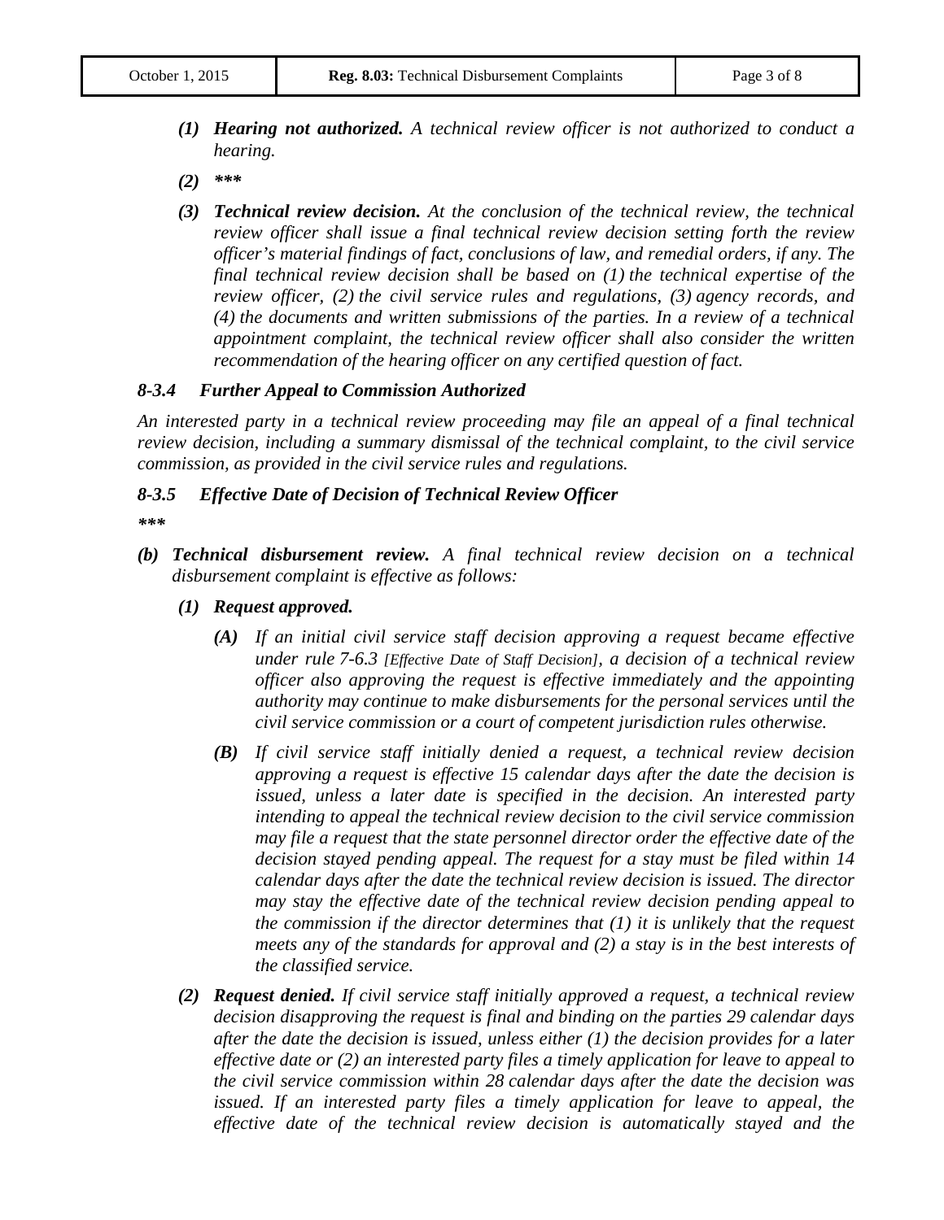*(1)* ***Hearing not authorized.*** *A technical review officer is not authorized to conduct a hearing.*

*(2)* ****** 

*(3)* ***Technical review decision.*** *At the conclusion of the technical review, the technical review officer shall issue a final technical review decision setting forth the review officer's material findings of fact, conclusions of law, and remedial orders, if any. The final technical review decision shall be based on (1) the technical expertise of the review officer, (2) the civil service rules and regulations, (3) agency records, and (4) the documents and written submissions of the parties. In a review of a technical appointment complaint, the technical review officer shall also consider the written recommendation of the hearing officer on any certified question of fact.*

### *8-3.4 Further Appeal to Commission Authorized*

*An interested party in a technical review proceeding may file an appeal of a final technical review decision, including a summary dismissal of the technical complaint, to the civil service commission, as provided in the civil service rules and regulations.*

### *8-3.5 Effective Date of Decision of Technical Review Officer*

****** 

*(b)* ***Technical disbursement review.*** *A final technical review decision on a technical disbursement complaint is effective as follows:*

*(1)* ***Request approved.***

*(A) If an initial civil service staff decision approving a request became effective under rule 7-6.3 [Effective Date of Staff Decision], a decision of a technical review officer also approving the request is effective immediately and the appointing authority may continue to make disbursements for the personal services until the civil service commission or a court of competent jurisdiction rules otherwise.*

*(B) If civil service staff initially denied a request, a technical review decision approving a request is effective 15 calendar days after the date the decision is issued, unless a later date is specified in the decision. An interested party intending to appeal the technical review decision to the civil service commission may file a request that the state personnel director order the effective date of the decision stayed pending appeal. The request for a stay must be filed within 14 calendar days after the date the technical review decision is issued. The director may stay the effective date of the technical review decision pending appeal to the commission if the director determines that (1) it is unlikely that the request meets any of the standards for approval and (2) a stay is in the best interests of the classified service.*

*(2)* ***Request denied.*** *If civil service staff initially approved a request, a technical review decision disapproving the request is final and binding on the parties 29 calendar days after the date the decision is issued, unless either (1) the decision provides for a later effective date or (2) an interested party files a timely application for leave to appeal to the civil service commission within 28 calendar days after the date the decision was issued. If an interested party files a timely application for leave to appeal, the effective date of the technical review decision is automatically stayed and the*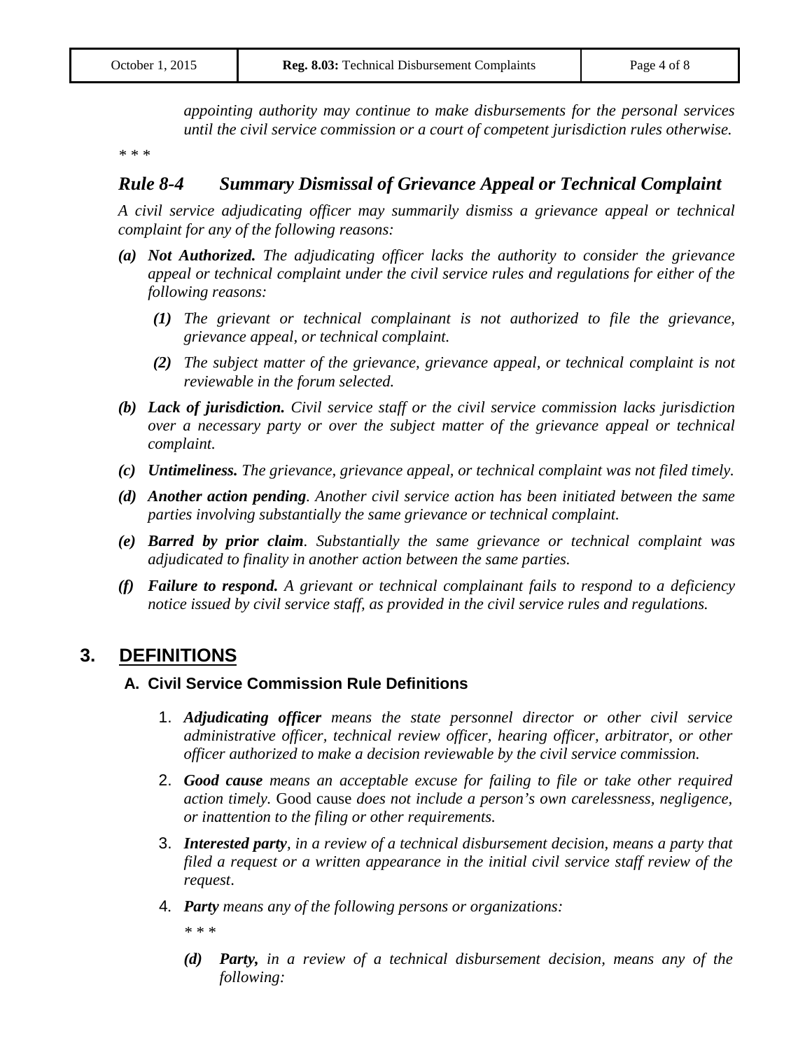*appointing authority may continue to make disbursements for the personal services until the civil service commission or a court of competent jurisdiction rules otherwise.*

\* \* \*

### *Rule 8-4 Summary Dismissal of Grievance Appeal or Technical Complaint*

*A civil service adjudicating officer may summarily dismiss a grievance appeal or technical complaint for any of the following reasons:*

*(a)* ***Not Authorized.*** *The adjudicating officer lacks the authority to consider the grievance appeal or technical complaint under the civil service rules and regulations for either of the following reasons:*

  *(1) The grievant or technical complainant is not authorized to file the grievance, grievance appeal, or technical complaint.*

  *(2) The subject matter of the grievance, grievance appeal, or technical complaint is not reviewable in the forum selected.*

*(b)* ***Lack of jurisdiction.*** *Civil service staff or the civil service commission lacks jurisdiction over a necessary party or over the subject matter of the grievance appeal or technical complaint.*

*(c)* ***Untimeliness.*** *The grievance, grievance appeal, or technical complaint was not filed timely.*

*(d)* ***Another action pending****. Another civil service action has been initiated between the same parties involving substantially the same grievance or technical complaint.*

*(e)* ***Barred by prior claim****. Substantially the same grievance or technical complaint was adjudicated to finality in another action between the same parties.*

*(f)* ***Failure to respond.*** *A grievant or technical complainant fails to respond to a deficiency notice issued by civil service staff, as provided in the civil service rules and regulations.*

## 3. DEFINITIONS

### A. Civil Service Commission Rule Definitions

1. ***Adjudicating officer*** *means the state personnel director or other civil service administrative officer, technical review officer, hearing officer, arbitrator, or other officer authorized to make a decision reviewable by the civil service commission.*

2. ***Good cause*** *means an acceptable excuse for failing to file or take other required action timely.* Good cause *does not include a person's own carelessness, negligence, or inattention to the filing or other requirements.*

3. ***Interested party****, in a review of a technical disbursement decision, means a party that filed a request or a written appearance in the initial civil service staff review of the request*.

4. ***Party*** *means any of the following persons or organizations:*

   \* \* \*

   *(d)* ***Party,*** *in a review of a technical disbursement decision, means any of the following:*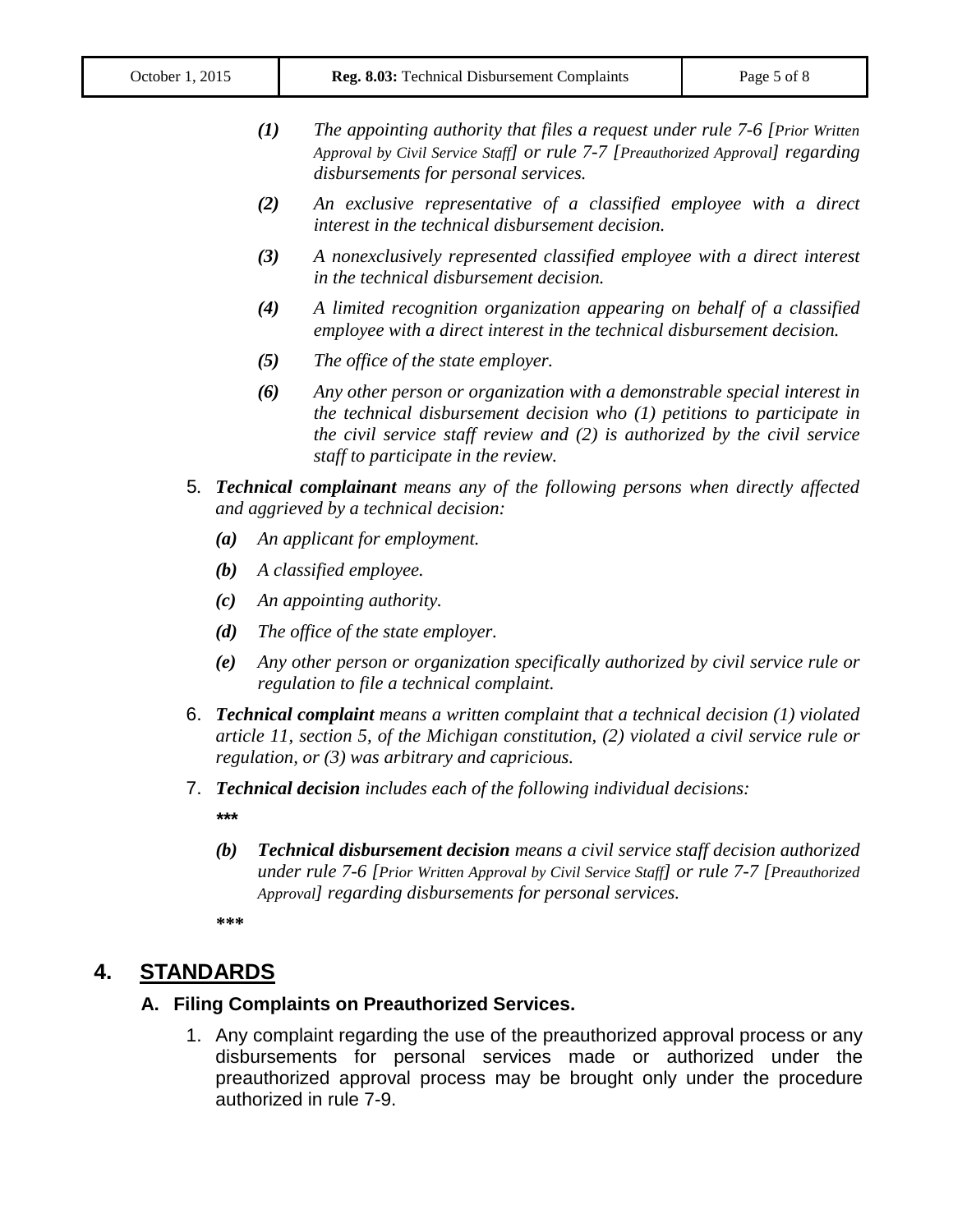*(1)* *The appointing authority that files a request under rule 7-6 [Prior Written Approval by Civil Service Staff] or rule 7-7 [Preauthorized Approval] regarding disbursements for personal services.*

*(2)* *An exclusive representative of a classified employee with a direct interest in the technical disbursement decision.*

*(3)* *A nonexclusively represented classified employee with a direct interest in the technical disbursement decision.*

*(4)* *A limited recognition organization appearing on behalf of a classified employee with a direct interest in the technical disbursement decision.*

*(5)* *The office of the state employer.*

*(6)* *Any other person or organization with a demonstrable special interest in the technical disbursement decision who (1) petitions to participate in the civil service staff review and (2) is authorized by the civil service staff to participate in the review.*

5. ***Technical complainant*** *means any of the following persons when directly affected and aggrieved by a technical decision:*

   *(a)* *An applicant for employment.*

   *(b)* *A classified employee.*

   *(c)* *An appointing authority.*

   *(d)* *The office of the state employer.*

   *(e)* *Any other person or organization specifically authorized by civil service rule or regulation to file a technical complaint.*

6. ***Technical complaint*** *means a written complaint that a technical decision (1) violated article 11, section 5, of the Michigan constitution, (2) violated a civil service rule or regulation, or (3) was arbitrary and capricious.*

7. ***Technical decision*** *includes each of the following individual decisions:*

   ***

   *(b)* ***Technical disbursement decision*** *means a civil service staff decision authorized under rule 7-6 [Prior Written Approval by Civil Service Staff] or rule 7-7 [Preauthorized Approval] regarding disbursements for personal services.*

   ***

# 4. STANDARDS

## A. Filing Complaints on Preauthorized Services.

1. Any complaint regarding the use of the preauthorized approval process or any disbursements for personal services made or authorized under the preauthorized approval process may be brought only under the procedure authorized in rule 7-9.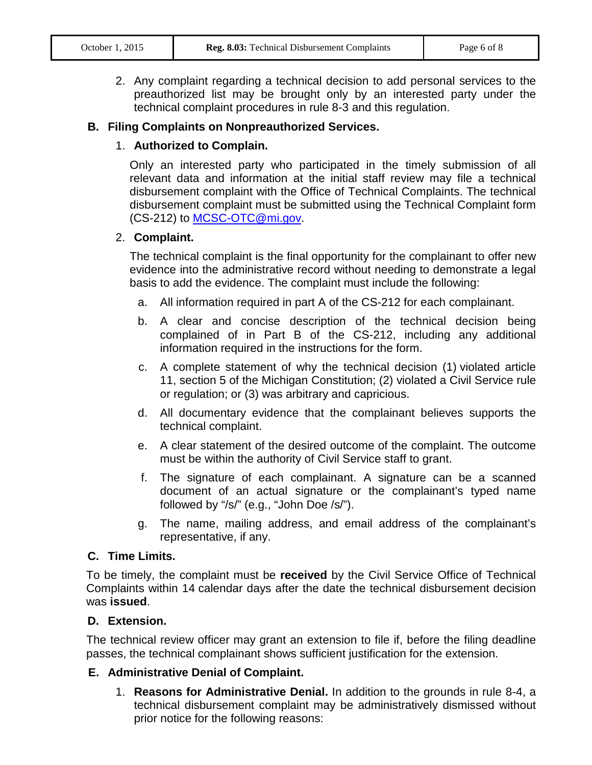2. Any complaint regarding a technical decision to add personal services to the preauthorized list may be brought only by an interested party under the technical complaint procedures in rule 8-3 and this regulation.

### B. Filing Complaints on Nonpreauthorized Services.

1. **Authorized to Complain.**

   Only an interested party who participated in the timely submission of all relevant data and information at the initial staff review may file a technical disbursement complaint with the Office of Technical Complaints. The technical disbursement complaint must be submitted using the Technical Complaint form (CS-212) to [MCSC-OTC@mi.gov](mailto:MCSC-OTC@mi.gov).

2. **Complaint.**

   The technical complaint is the final opportunity for the complainant to offer new evidence into the administrative record without needing to demonstrate a legal basis to add the evidence. The complaint must include the following:

   a. All information required in part A of the CS-212 for each complainant.

   b. A clear and concise description of the technical decision being complained of in Part B of the CS-212, including any additional information required in the instructions for the form.

   c. A complete statement of why the technical decision (1) violated article 11, section 5 of the Michigan Constitution; (2) violated a Civil Service rule or regulation; or (3) was arbitrary and capricious.

   d. All documentary evidence that the complainant believes supports the technical complaint.

   e. A clear statement of the desired outcome of the complaint. The outcome must be within the authority of Civil Service staff to grant.

   f. The signature of each complainant. A signature can be a scanned document of an actual signature or the complainant's typed name followed by "/s/" (e.g., "John Doe /s/").

   g. The name, mailing address, and email address of the complainant's representative, if any.

### C. Time Limits.

To be timely, the complaint must be **received** by the Civil Service Office of Technical Complaints within 14 calendar days after the date the technical disbursement decision was **issued**.

### D. Extension.

The technical review officer may grant an extension to file if, before the filing deadline passes, the technical complainant shows sufficient justification for the extension.

### E. Administrative Denial of Complaint.

1. **Reasons for Administrative Denial.** In addition to the grounds in rule 8-4, a technical disbursement complaint may be administratively dismissed without prior notice for the following reasons: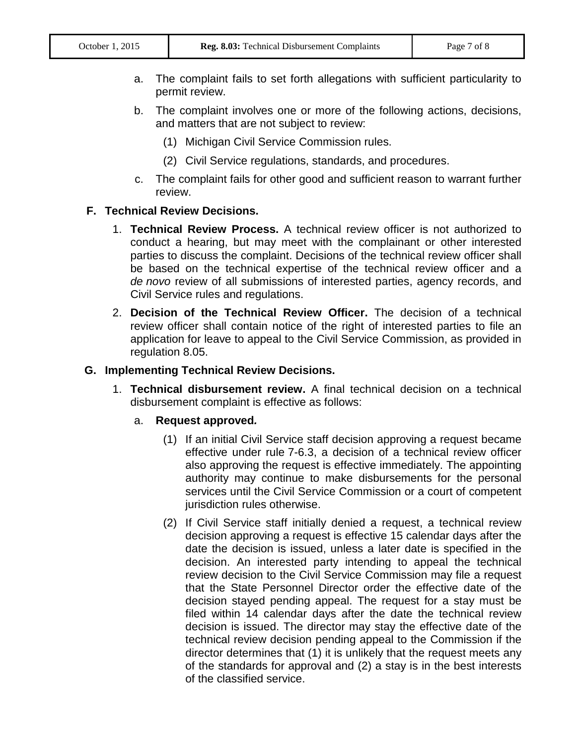a. The complaint fails to set forth allegations with sufficient particularity to permit review.

b. The complaint involves one or more of the following actions, decisions, and matters that are not subject to review:

   (1) Michigan Civil Service Commission rules.

   (2) Civil Service regulations, standards, and procedures.

c. The complaint fails for other good and sufficient reason to warrant further review.

**F. Technical Review Decisions.**

1. **Technical Review Process.** A technical review officer is not authorized to conduct a hearing, but may meet with the complainant or other interested parties to discuss the complaint. Decisions of the technical review officer shall be based on the technical expertise of the technical review officer and a *de novo* review of all submissions of interested parties, agency records, and Civil Service rules and regulations.

2. **Decision of the Technical Review Officer.** The decision of a technical review officer shall contain notice of the right of interested parties to file an application for leave to appeal to the Civil Service Commission, as provided in regulation 8.05.

**G. Implementing Technical Review Decisions.**

1. **Technical disbursement review.** A final technical decision on a technical disbursement complaint is effective as follows:

   a. **Request approved.**

      (1) If an initial Civil Service staff decision approving a request became effective under rule 7-6.3, a decision of a technical review officer also approving the request is effective immediately. The appointing authority may continue to make disbursements for the personal services until the Civil Service Commission or a court of competent jurisdiction rules otherwise.

      (2) If Civil Service staff initially denied a request, a technical review decision approving a request is effective 15 calendar days after the date the decision is issued, unless a later date is specified in the decision. An interested party intending to appeal the technical review decision to the Civil Service Commission may file a request that the State Personnel Director order the effective date of the decision stayed pending appeal. The request for a stay must be filed within 14 calendar days after the date the technical review decision is issued. The director may stay the effective date of the technical review decision pending appeal to the Commission if the director determines that (1) it is unlikely that the request meets any of the standards for approval and (2) a stay is in the best interests of the classified service.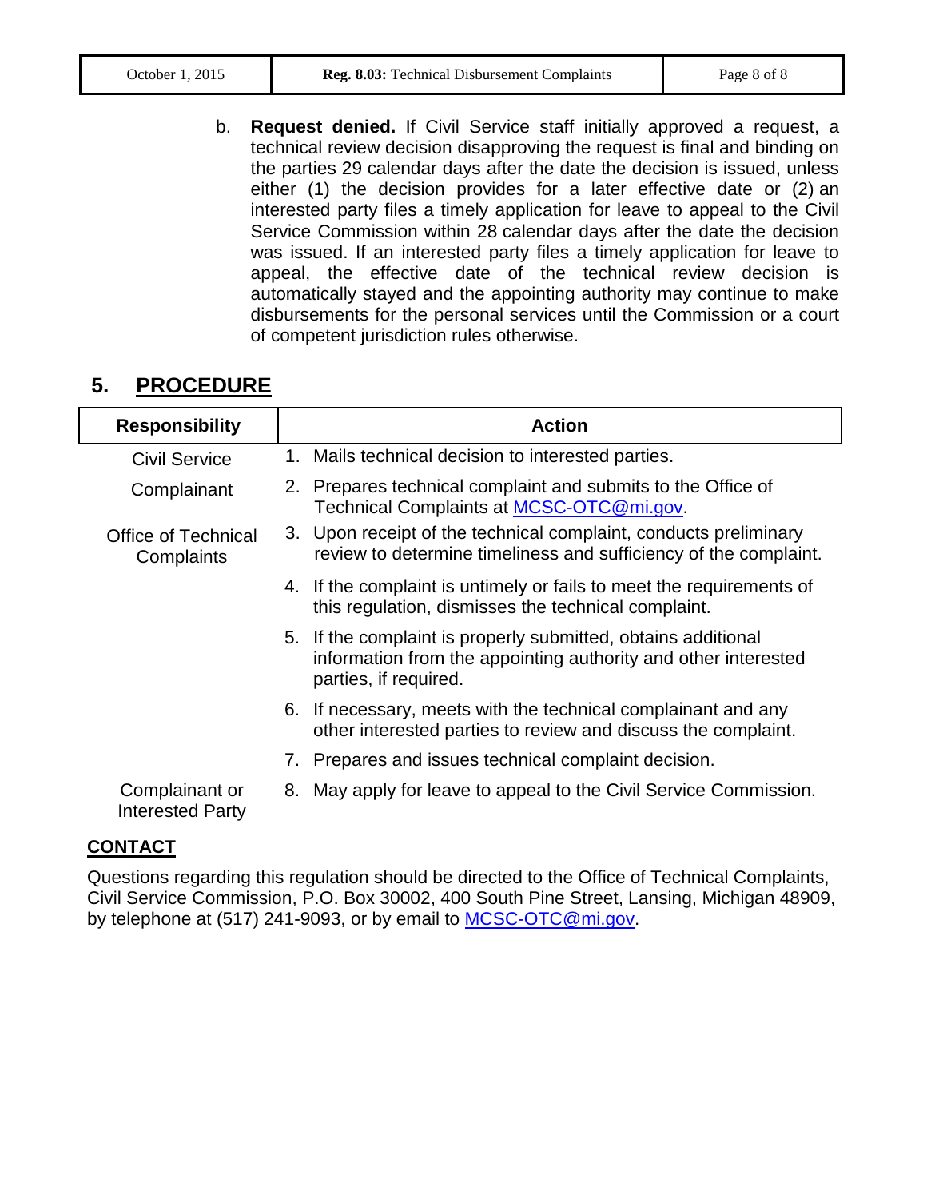b. **Request denied.** If Civil Service staff initially approved a request, a technical review decision disapproving the request is final and binding on the parties 29 calendar days after the date the decision is issued, unless either (1) the decision provides for a later effective date or (2) an interested party files a timely application for leave to appeal to the Civil Service Commission within 28 calendar days after the date the decision was issued. If an interested party files a timely application for leave to appeal, the effective date of the technical review decision is automatically stayed and the appointing authority may continue to make disbursements for the personal services until the Commission or a court of competent jurisdiction rules otherwise.

## 5. PROCEDURE

| Responsibility | Action |
|---|---|
| Civil Service | 1. Mails technical decision to interested parties. |
| Complainant | 2. Prepares technical complaint and submits to the Office of Technical Complaints at MCSC-OTC@mi.gov. |
| Office of Technical Complaints | 3. Upon receipt of the technical complaint, conducts preliminary review to determine timeliness and sufficiency of the complaint. |
| | 4. If the complaint is untimely or fails to meet the requirements of this regulation, dismisses the technical complaint. |
| | 5. If the complaint is properly submitted, obtains additional information from the appointing authority and other interested parties, if required. |
| | 6. If necessary, meets with the technical complainant and any other interested parties to review and discuss the complaint. |
| | 7. Prepares and issues technical complaint decision. |
| Complainant or Interested Party | 8. May apply for leave to appeal to the Civil Service Commission. |

## CONTACT

Questions regarding this regulation should be directed to the Office of Technical Complaints, Civil Service Commission, P.O. Box 30002, 400 South Pine Street, Lansing, Michigan 48909, by telephone at (517) 241-9093, or by email to MCSC-OTC@mi.gov.